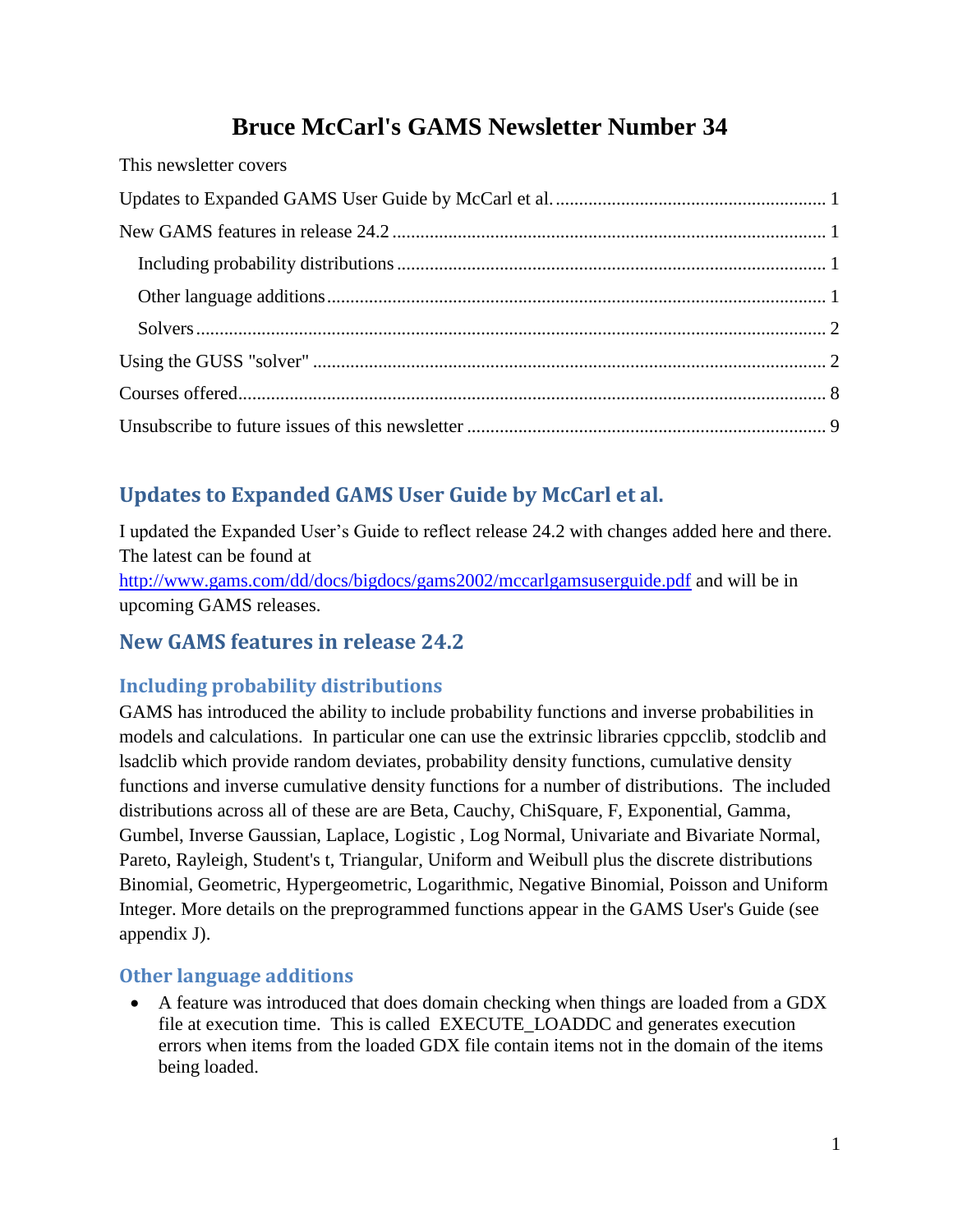# Bruce McCarl's GAMS Newsletter Number 34

This newsletter covers

- Updates to Expanded GAMS User Guide by McCarl et al. ........ 1
- New GAMS features in release 24.2 ........ 1
  - Including probability distributions ........ 1
  - Other language additions ........ 1
  - Solvers ........ 2
- Using the GUSS "solver" ........ 2
- Courses offered ........ 8
- Unsubscribe to future issues of this newsletter ........ 9

## Updates to Expanded GAMS User Guide by McCarl et al.

I updated the Expanded User's Guide to reflect release 24.2 with changes added here and there. The latest can be found at [http://www.gams.com/dd/docs/bigdocs/gams2002/mccarlgamsuserguide.pdf](http://www.gams.com/dd/docs/bigdocs/gams2002/mccarlgamsuserguide.pdf) and will be in upcoming GAMS releases.

## New GAMS features in release 24.2

### Including probability distributions

GAMS has introduced the ability to include probability functions and inverse probabilities in models and calculations. In particular one can use the extrinsic libraries cppcclib, stodclib and lsadclib which provide random deviates, probability density functions, cumulative density functions and inverse cumulative density functions for a number of distributions. The included distributions across all of these are are Beta, Cauchy, ChiSquare, F, Exponential, Gamma, Gumbel, Inverse Gaussian, Laplace, Logistic , Log Normal, Univariate and Bivariate Normal, Pareto, Rayleigh, Student's t, Triangular, Uniform and Weibull plus the discrete distributions Binomial, Geometric, Hypergeometric, Logarithmic, Negative Binomial, Poisson and Uniform Integer. More details on the preprogrammed functions appear in the GAMS User's Guide (see appendix J).

### Other language additions

- A feature was introduced that does domain checking when things are loaded from a GDX file at execution time. This is called EXECUTE_LOADDC and generates execution errors when items from the loaded GDX file contain items not in the domain of the items being loaded.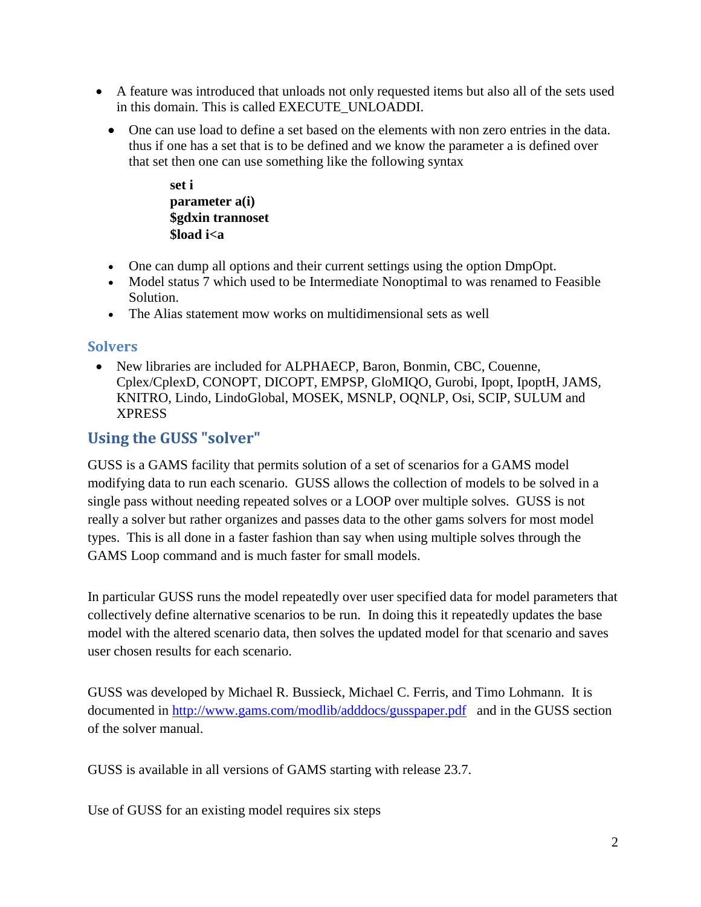- A feature was introduced that unloads not only requested items but also all of the sets used in this domain. This is called EXECUTE_UNLOADDI.
  - One can use load to define a set based on the elements with non zero entries in the data. thus if one has a set that is to be defined and we know the parameter a is defined over that set then one can use something like the following syntax

```
set i
parameter a(i)
$gdxin trannoset
$load i<a
```

  - One can dump all options and their current settings using the option DmpOpt.
  - Model status 7 which used to be Intermediate Nonoptimal to was renamed to Feasible Solution.
  - The Alias statement mow works on multidimensional sets as well

### Solvers

- New libraries are included for ALPHAECP, Baron, Bonmin, CBC, Couenne, Cplex/CplexD, CONOPT, DICOPT, EMPSP, GloMIQO, Gurobi, Ipopt, IpoptH, JAMS, KNITRO, Lindo, LindoGlobal, MOSEK, MSNLP, OQNLP, Osi, SCIP, SULUM and XPRESS

## Using the GUSS "solver"

GUSS is a GAMS facility that permits solution of a set of scenarios for a GAMS model modifying data to run each scenario. GUSS allows the collection of models to be solved in a single pass without needing repeated solves or a LOOP over multiple solves. GUSS is not really a solver but rather organizes and passes data to the other gams solvers for most model types. This is all done in a faster fashion than say when using multiple solves through the GAMS Loop command and is much faster for small models.

In particular GUSS runs the model repeatedly over user specified data for model parameters that collectively define alternative scenarios to be run. In doing this it repeatedly updates the base model with the altered scenario data, then solves the updated model for that scenario and saves user chosen results for each scenario.

GUSS was developed by Michael R. Bussieck, Michael C. Ferris, and Timo Lohmann. It is documented in http://www.gams.com/modlib/adddocs/gusspaper.pdf and in the GUSS section of the solver manual.

GUSS is available in all versions of GAMS starting with release 23.7.

Use of GUSS for an existing model requires six steps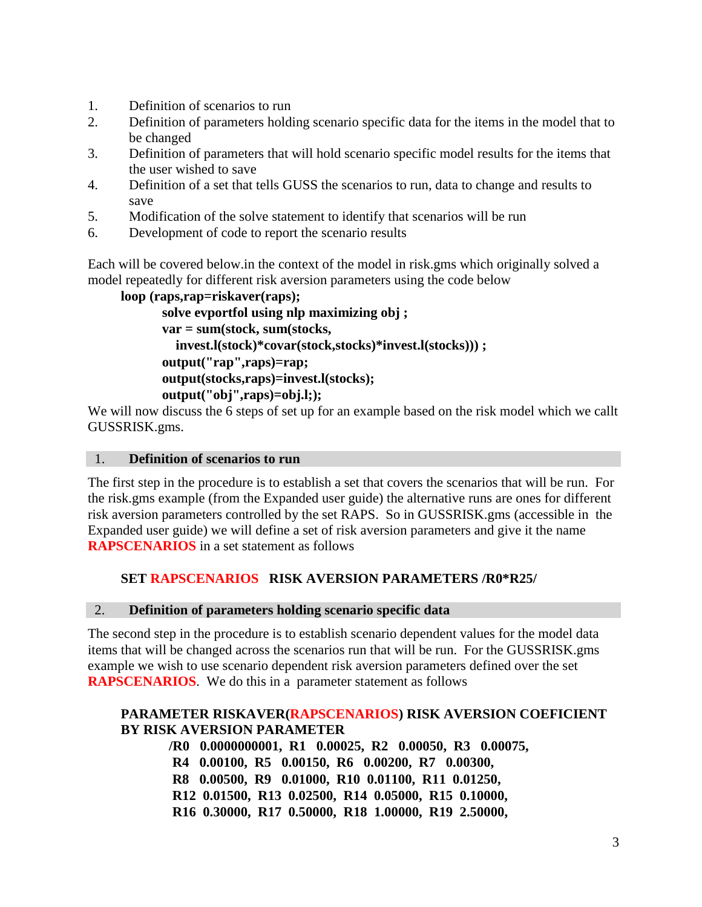1. Definition of scenarios to run
2. Definition of parameters holding scenario specific data for the items in the model that to be changed
3. Definition of parameters that will hold scenario specific model results for the items that the user wished to save
4. Definition of a set that tells GUSS the scenarios to run, data to change and results to save
5. Modification of the solve statement to identify that scenarios will be run
6. Development of code to report the scenario results

Each will be covered below.in the context of the model in risk.gms which originally solved a model repeatedly for different risk aversion parameters using the code below

```
loop (raps,rap=riskaver(raps);
        solve evportfol using nlp maximizing obj ;
        var = sum(stock, sum(stocks,
           invest.l(stock)*covar(stock,stocks)*invest.l(stocks))) ;
        output("rap",raps)=rap;
        output(stocks,raps)=invest.l(stocks);
        output("obj",raps)=obj.l;);
```

We will now discuss the 6 steps of set up for an example based on the risk model which we callt GUSSRISK.gms.

## 1. Definition of scenarios to run

The first step in the procedure is to establish a set that covers the scenarios that will be run. For the risk.gms example (from the Expanded user guide) the alternative runs are ones for different risk aversion parameters controlled by the set RAPS. So in GUSSRISK.gms (accessible in the Expanded user guide) we will define a set of risk aversion parameters and give it the name **RAPSCENARIOS** in a set statement as follows

```
SET RAPSCENARIOS   RISK AVERSION PARAMETERS /R0*R25/
```

## 2. Definition of parameters holding scenario specific data

The second step in the procedure is to establish scenario dependent values for the model data items that will be changed across the scenarios run that will be run. For the GUSSRISK.gms example we wish to use scenario dependent risk aversion parameters defined over the set **RAPSCENARIOS**. We do this in a parameter statement as follows

```
PARAMETER RISKAVER(RAPSCENARIOS) RISK AVERSION COEFICIENT
BY RISK AVERSION PARAMETER
          /R0   0.0000000001,  R1   0.00025,  R2   0.00050,  R3   0.00075,
           R4   0.00100,  R5   0.00150,  R6   0.00200,  R7   0.00300,
           R8   0.00500,  R9   0.01000,  R10  0.01100,  R11  0.01250,
           R12  0.01500,  R13  0.02500,  R14  0.05000,  R15  0.10000,
           R16  0.30000,  R17  0.50000,  R18  1.00000,  R19  2.50000,
```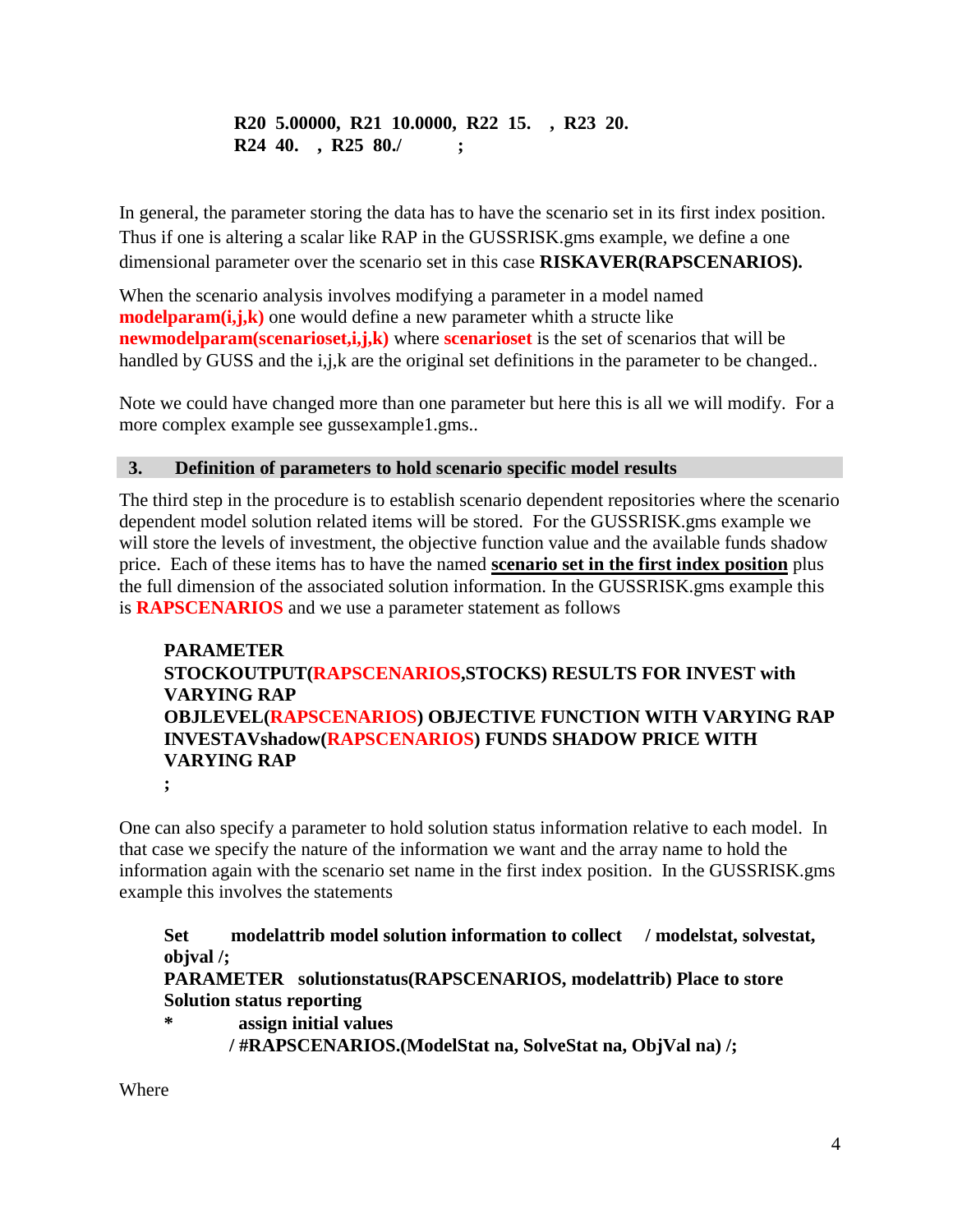```
R20  5.00000,  R21  10.0000,  R22  15.    ,  R23  20.
R24  40.    ,  R25  80./          ;
```

In general, the parameter storing the data has to have the scenario set in its first index position. Thus if one is altering a scalar like RAP in the GUSSRISK.gms example, we define a one dimensional parameter over the scenario set in this case **RISKAVER(RAPSCENARIOS).**

When the scenario analysis involves modifying a parameter in a model named **modelparam(i,j,k)** one would define a new parameter whith a structe like **newmodelparam(scenarioset,i,j,k)** where **scenarioset** is the set of scenarios that will be handled by GUSS and the i,j,k are the original set definitions in the parameter to be changed..

Note we could have changed more than one parameter but here this is all we will modify. For a more complex example see gussexample1.gms..

## 3. Definition of parameters to hold scenario specific model results

The third step in the procedure is to establish scenario dependent repositories where the scenario dependent model solution related items will be stored. For the GUSSRISK.gms example we will store the levels of investment, the objective function value and the available funds shadow price. Each of these items has to have the named **scenario set in the first index position** plus the full dimension of the associated solution information. In the GUSSRISK.gms example this is **RAPSCENARIOS** and we use a parameter statement as follows

```
PARAMETER
STOCKOUTPUT(RAPSCENARIOS,STOCKS) RESULTS FOR INVEST with
VARYING RAP
OBJLEVEL(RAPSCENARIOS) OBJECTIVE FUNCTION WITH VARYING RAP
INVESTAVshadow(RAPSCENARIOS) FUNDS SHADOW PRICE WITH
VARYING RAP
;
```

One can also specify a parameter to hold solution status information relative to each model. In that case we specify the nature of the information we want and the array name to hold the information again with the scenario set name in the first index position. In the GUSSRISK.gms example this involves the statements

```
Set      modelattrib model solution information to collect    / modelstat, solvestat,
objval /;
PARAMETER   solutionstatus(RAPSCENARIOS, modelattrib) Place to store
Solution status reporting
*           assign initial values
         / #RAPSCENARIOS.(ModelStat na, SolveStat na, ObjVal na) /;
```

Where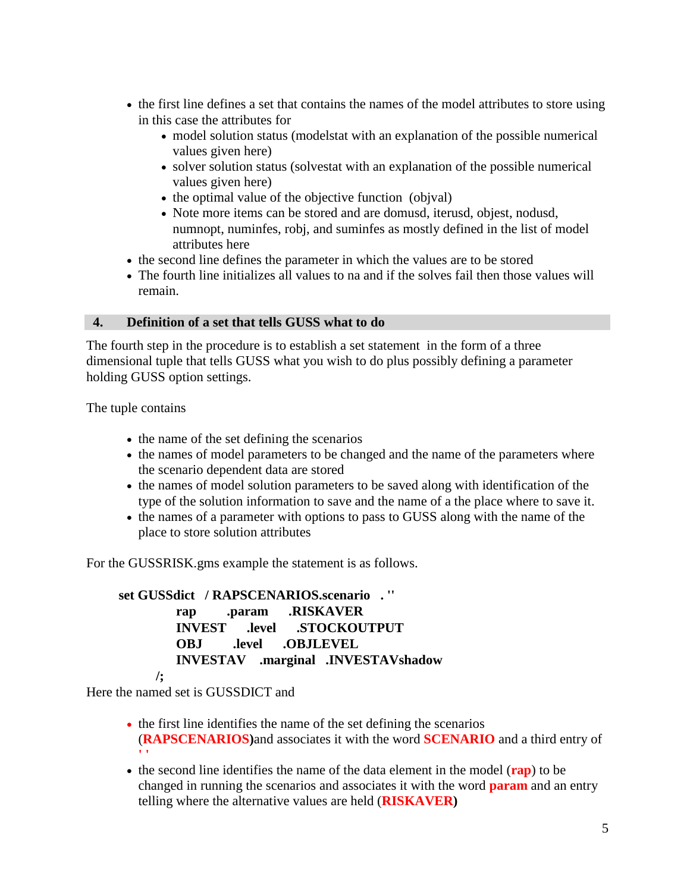- the first line defines a set that contains the names of the model attributes to store using in this case the attributes for
  - model solution status (modelstat with an explanation of the possible numerical values given here)
  - solver solution status (solvestat with an explanation of the possible numerical values given here)
  - the optimal value of the objective function (objval)
  - Note more items can be stored and are domusd, iterusd, objest, nodusd, numnopt, numinfes, robj, and suminfes as mostly defined in the list of model attributes here
- the second line defines the parameter in which the values are to be stored
- The fourth line initializes all values to na and if the solves fail then those values will remain.

## 4. Definition of a set that tells GUSS what to do

The fourth step in the procedure is to establish a set statement in the form of a three dimensional tuple that tells GUSS what you wish to do plus possibly defining a parameter holding GUSS option settings.

The tuple contains

- the name of the set defining the scenarios
- the names of model parameters to be changed and the name of the parameters where the scenario dependent data are stored
- the names of model solution parameters to be saved along with identification of the type of the solution information to save and the name of a the place where to save it.
- the names of a parameter with options to pass to GUSS along with the name of the place to store solution attributes

For the GUSSRISK.gms example the statement is as follows.

```
set GUSSdict   / RAPSCENARIOS.scenario   . ''
            rap       .param     .RISKAVER
            INVEST    .level     .STOCKOUTPUT
            OBJ       .level     .OBJLEVEL
            INVESTAV  .marginal  .INVESTAVshadow
        /;
```

Here the named set is GUSSDICT and

- the first line identifies the name of the set defining the scenarios (**RAPSCENARIOS**)and associates it with the word **SCENARIO** and a third entry of **' '**
- the second line identifies the name of the data element in the model (**rap**) to be changed in running the scenarios and associates it with the word **param** and an entry telling where the alternative values are held (**RISKAVER**)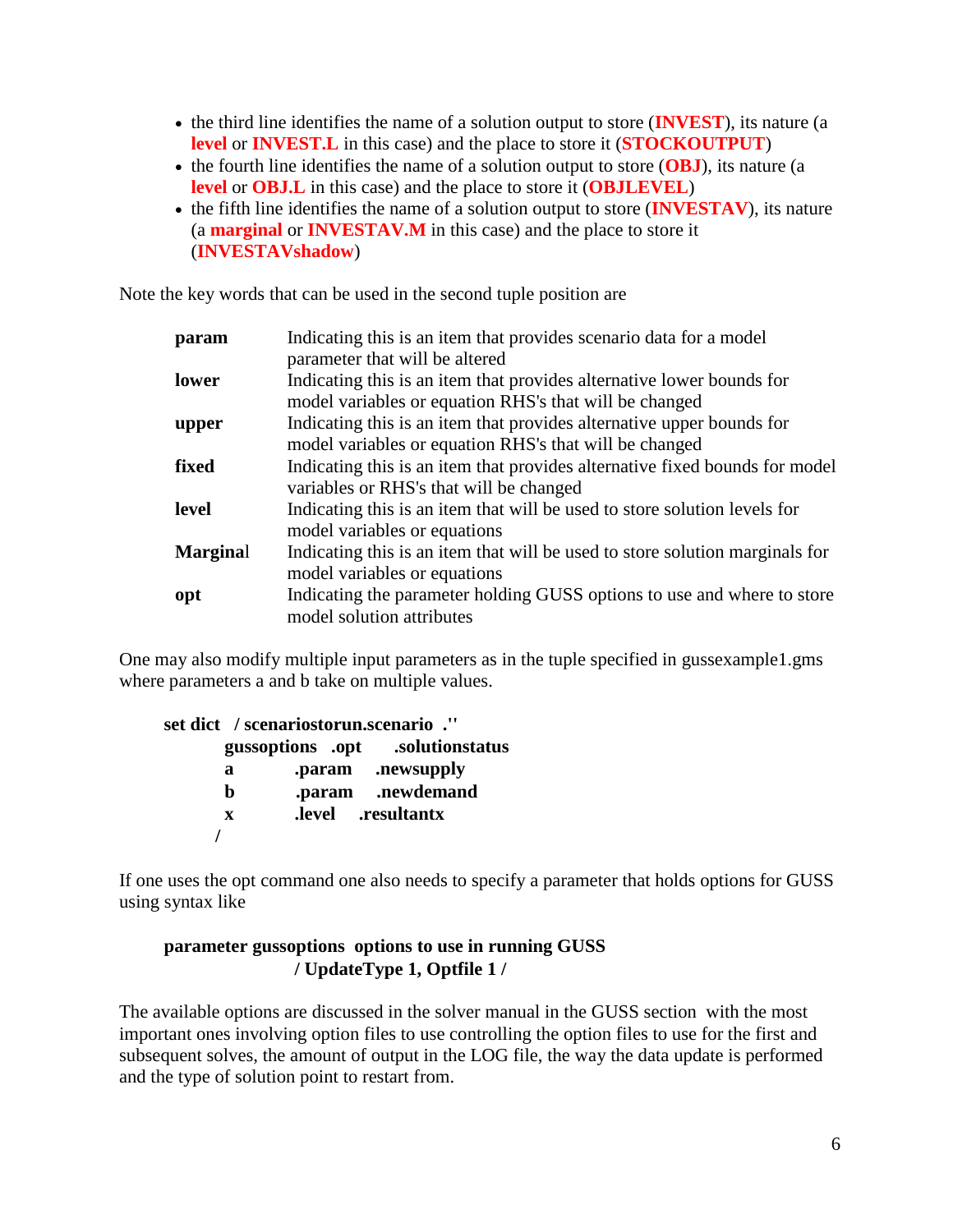- the third line identifies the name of a solution output to store (**INVEST**), its nature (a **level** or **INVEST.L** in this case) and the place to store it (**STOCKOUTPUT**)
- the fourth line identifies the name of a solution output to store (**OBJ**), its nature (a **level** or **OBJ.L** in this case) and the place to store it (**OBJLEVEL**)
- the fifth line identifies the name of a solution output to store (**INVESTAV**), its nature (a **marginal** or **INVESTAV.M** in this case) and the place to store it (**INVESTAVshadow**)

Note the key words that can be used in the second tuple position are

| | |
|---|---|
| **param** | Indicating this is an item that provides scenario data for a model parameter that will be altered |
| **lower** | Indicating this is an item that provides alternative lower bounds for model variables or equation RHS's that will be changed |
| **upper** | Indicating this is an item that provides alternative upper bounds for model variables or equation RHS's that will be changed |
| **fixed** | Indicating this is an item that provides alternative fixed bounds for model variables or RHS's that will be changed |
| **level** | Indicating this is an item that will be used to store solution levels for model variables or equations |
| **Marginal** | Indicating this is an item that will be used to store solution marginals for model variables or equations |
| **opt** | Indicating the parameter holding GUSS options to use and where to store model solution attributes |

One may also modify multiple input parameters as in the tuple specified in gussexample1.gms where parameters a and b take on multiple values.

```
set dict  / scenariostorun.scenario  .''
          gussoptions  .opt      .solutionstatus
          a          .param    .newsupply
          b          .param    .newdemand
          x          .level    .resultantx
        /
```

If one uses the opt command one also needs to specify a parameter that holds options for GUSS using syntax like

```
parameter gussoptions  options to use in running GUSS
                    / UpdateType 1, Optfile 1 /
```

The available options are discussed in the solver manual in the GUSS section with the most important ones involving option files to use controlling the option files to use for the first and subsequent solves, the amount of output in the LOG file, the way the data update is performed and the type of solution point to restart from.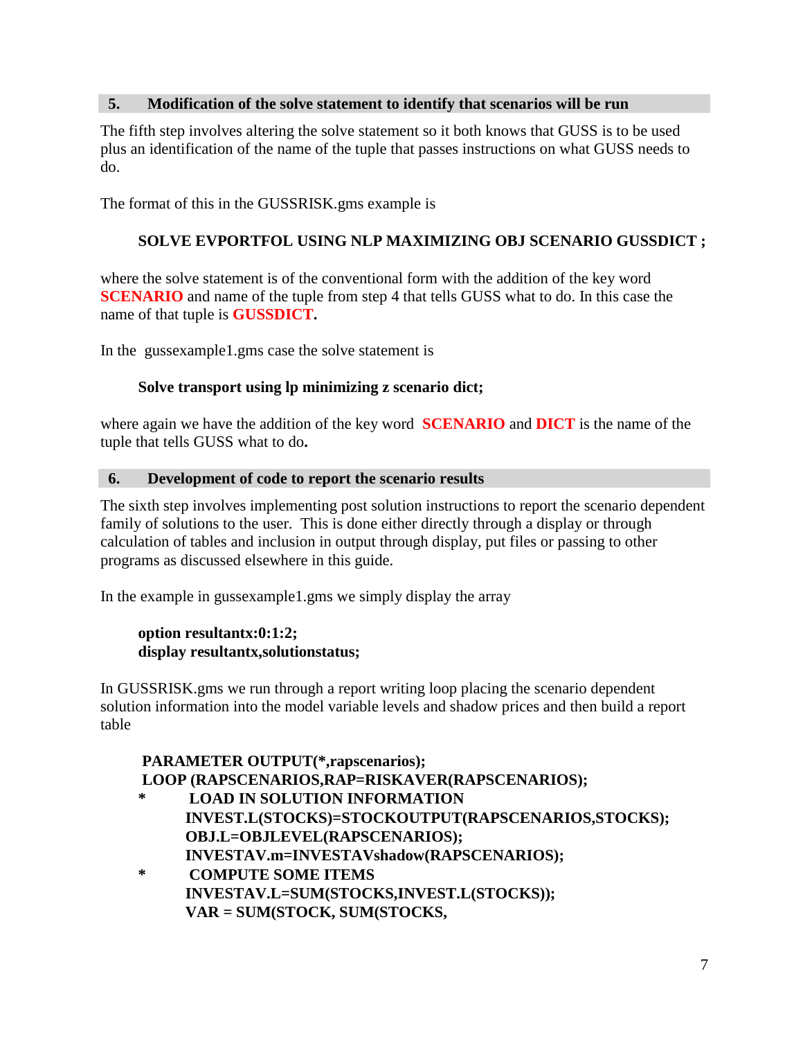## 5. Modification of the solve statement to identify that scenarios will be run

The fifth step involves altering the solve statement so it both knows that GUSS is to be used plus an identification of the name of the tuple that passes instructions on what GUSS needs to do.

The format of this in the GUSSRISK.gms example is

```
SOLVE EVPORTFOL USING NLP MAXIMIZING OBJ SCENARIO GUSSDICT ;
```

where the solve statement is of the conventional form with the addition of the key word **SCENARIO** and name of the tuple from step 4 that tells GUSS what to do. In this case the name of that tuple is **GUSSDICT.**

In the gussexample1.gms case the solve statement is

```
Solve transport using lp minimizing z scenario dict;
```

where again we have the addition of the key word **SCENARIO** and **DICT** is the name of the tuple that tells GUSS what to do**.**

## 6. Development of code to report the scenario results

The sixth step involves implementing post solution instructions to report the scenario dependent family of solutions to the user. This is done either directly through a display or through calculation of tables and inclusion in output through display, put files or passing to other programs as discussed elsewhere in this guide.

In the example in gussexample1.gms we simply display the array

```
option resultantx:0:1:2;
display resultantx,solutionstatus;
```

In GUSSRISK.gms we run through a report writing loop placing the scenario dependent solution information into the model variable levels and shadow prices and then build a report table

```
 PARAMETER OUTPUT(*,rapscenarios);
 LOOP (RAPSCENARIOS,RAP=RISKAVER(RAPSCENARIOS);
*        LOAD IN SOLUTION INFORMATION
         INVEST.L(STOCKS)=STOCKOUTPUT(RAPSCENARIOS,STOCKS);
         OBJ.L=OBJLEVEL(RAPSCENARIOS);
         INVESTAV.m=INVESTAVshadow(RAPSCENARIOS);
*        COMPUTE SOME ITEMS
         INVESTAV.L=SUM(STOCKS,INVEST.L(STOCKS));
         VAR = SUM(STOCK, SUM(STOCKS,
```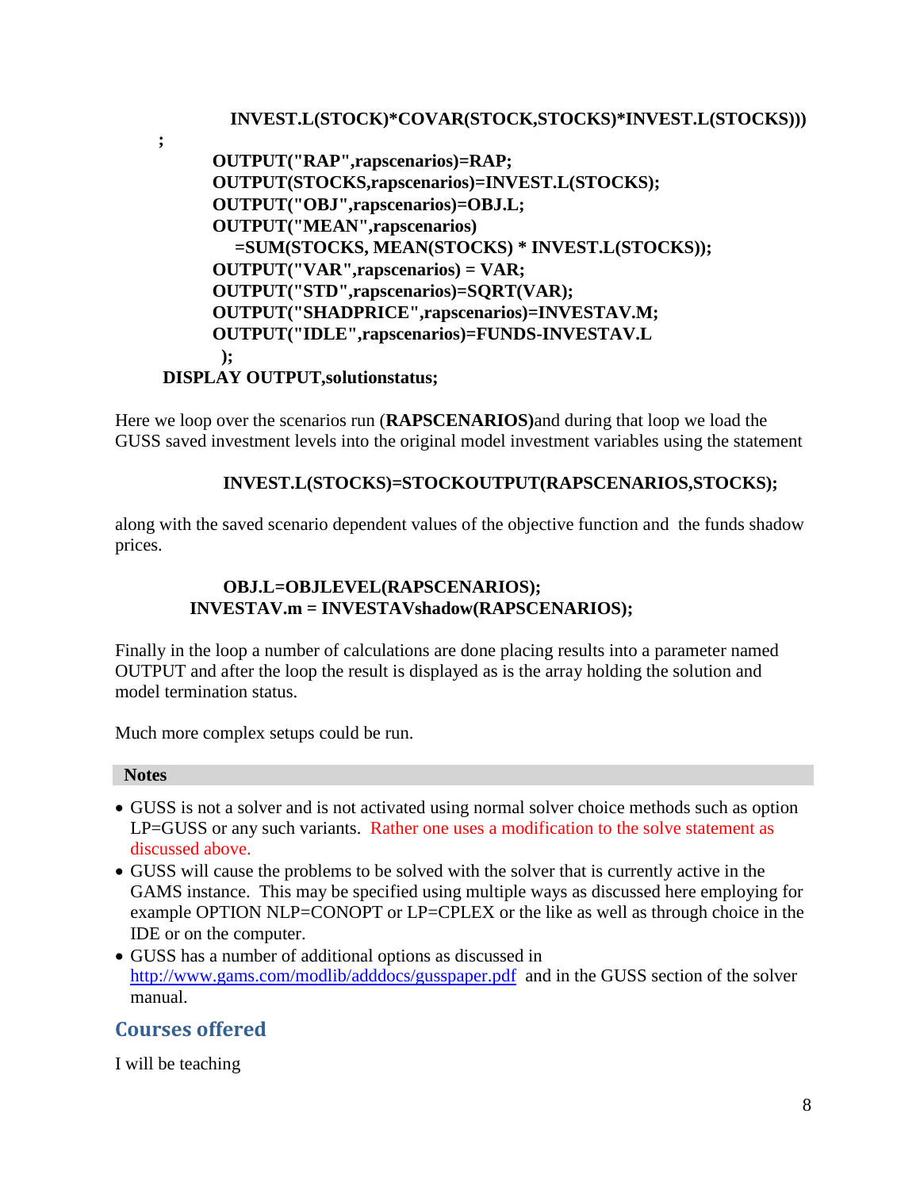```
          INVEST.L(STOCK)*COVAR(STOCK,STOCKS)*INVEST.L(STOCKS)))
;
       OUTPUT("RAP",rapscenarios)=RAP;
       OUTPUT(STOCKS,rapscenarios)=INVEST.L(STOCKS);
       OUTPUT("OBJ",rapscenarios)=OBJ.L;
       OUTPUT("MEAN",rapscenarios)
          =SUM(STOCKS, MEAN(STOCKS) * INVEST.L(STOCKS));
       OUTPUT("VAR",rapscenarios) = VAR;
       OUTPUT("STD",rapscenarios)=SQRT(VAR);
       OUTPUT("SHADPRICE",rapscenarios)=INVESTAV.M;
       OUTPUT("IDLE",rapscenarios)=FUNDS-INVESTAV.L
        );
 DISPLAY OUTPUT,solutionstatus;
```

Here we loop over the scenarios run (**RAPSCENARIOS)**and during that loop we load the GUSS saved investment levels into the original model investment variables using the statement

```
INVEST.L(STOCKS)=STOCKOUTPUT(RAPSCENARIOS,STOCKS);
```

along with the saved scenario dependent values of the objective function and the funds shadow prices.

```
OBJ.L=OBJLEVEL(RAPSCENARIOS);
INVESTAV.m = INVESTAVshadow(RAPSCENARIOS);
```

Finally in the loop a number of calculations are done placing results into a parameter named OUTPUT and after the loop the result is displayed as is the array holding the solution and model termination status.

Much more complex setups could be run.

**Notes**

- GUSS is not a solver and is not activated using normal solver choice methods such as option LP=GUSS or any such variants. Rather one uses a modification to the solve statement as discussed above.
- GUSS will cause the problems to be solved with the solver that is currently active in the GAMS instance. This may be specified using multiple ways as discussed here employing for example OPTION NLP=CONOPT or LP=CPLEX or the like as well as through choice in the IDE or on the computer.
- GUSS has a number of additional options as discussed in http://www.gams.com/modlib/adddocs/gusspaper.pdf and in the GUSS section of the solver manual.

## Courses offered

I will be teaching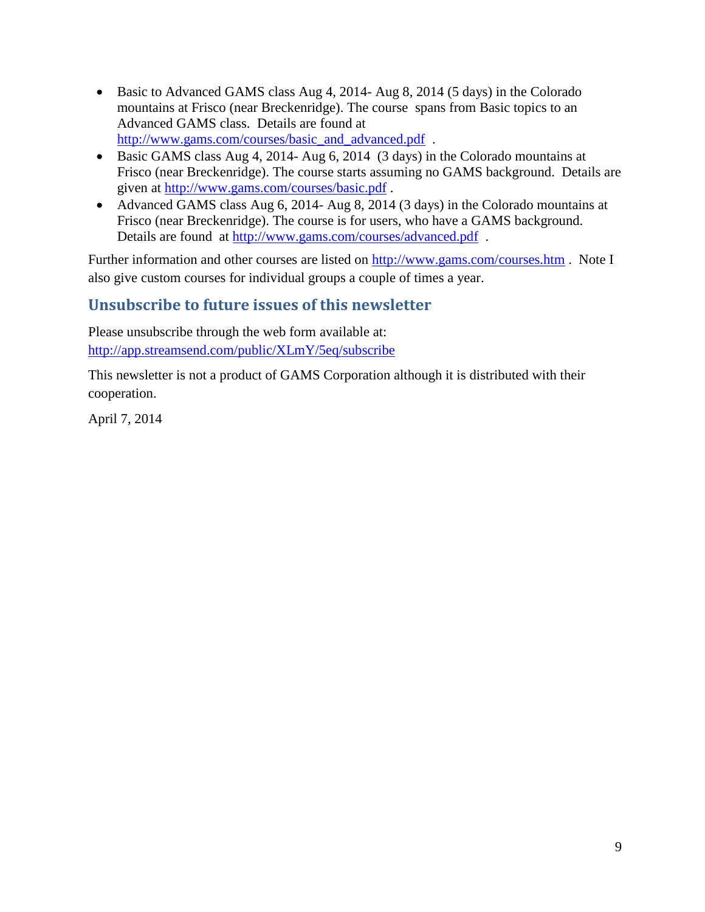- Basic to Advanced GAMS class Aug 4, 2014- Aug 8, 2014 (5 days) in the Colorado mountains at Frisco (near Breckenridge). The course spans from Basic topics to an Advanced GAMS class. Details are found at http://www.gams.com/courses/basic_and_advanced.pdf .
- Basic GAMS class Aug 4, 2014- Aug 6, 2014 (3 days) in the Colorado mountains at Frisco (near Breckenridge). The course starts assuming no GAMS background. Details are given at http://www.gams.com/courses/basic.pdf .
- Advanced GAMS class Aug 6, 2014- Aug 8, 2014 (3 days) in the Colorado mountains at Frisco (near Breckenridge). The course is for users, who have a GAMS background. Details are found at http://www.gams.com/courses/advanced.pdf .

Further information and other courses are listed on http://www.gams.com/courses.htm . Note I also give custom courses for individual groups a couple of times a year.

## Unsubscribe to future issues of this newsletter

Please unsubscribe through the web form available at: http://app.streamsend.com/public/XLmY/5eq/subscribe

This newsletter is not a product of GAMS Corporation although it is distributed with their cooperation.

April 7, 2014